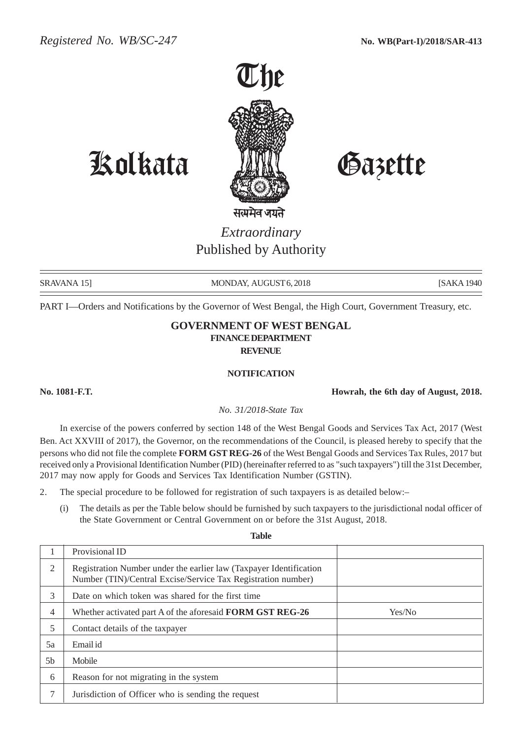*Registered No. WB/SC-247* **No. WB(Part-I)/2018/SAR-413**

# The Kolkata Gazette

सत्यमेव जयते

*Extraordinary*
Published by Authority

SRAVANA 15] MONDAY, AUGUST 6, 2018 [SAKA 1940

PART I—Orders and Notifications by the Governor of West Bengal, the High Court, Government Treasury, etc.

## GOVERNMENT OF WEST BENGAL
### FINANCE DEPARTMENT
### REVENUE

**NOTIFICATION**

**No. 1081-F.T.** **Howrah, the 6th day of August, 2018.**

*No. 31/2018-State Tax*

In exercise of the powers conferred by section 148 of the West Bengal Goods and Services Tax Act, 2017 (West Ben. Act XXVIII of 2017), the Governor, on the recommendations of the Council, is pleased hereby to specify that the persons who did not file the complete **FORM GST REG-26** of the West Bengal Goods and Services Tax Rules, 2017 but received only a Provisional Identification Number (PID) (hereinafter referred to as "such taxpayers") till the 31st December, 2017 may now apply for Goods and Services Tax Identification Number (GSTIN).

2. The special procedure to be followed for registration of such taxpayers is as detailed below:–

(i) The details as per the Table below should be furnished by such taxpayers to the jurisdictional nodal officer of the State Government or Central Government on or before the 31st August, 2018.

**Table**

| | | |
|---|---|---|
| 1 | Provisional ID | |
| 2 | Registration Number under the earlier law (Taxpayer Identification Number (TIN)/Central Excise/Service Tax Registration number) | |
| 3 | Date on which token was shared for the first time | |
| 4 | Whether activated part A of the aforesaid **FORM GST REG-26** | Yes/No |
| 5 | Contact details of the taxpayer | |
| 5a | Email id | |
| 5b | Mobile | |
| 6 | Reason for not migrating in the system | |
| 7 | Jurisdiction of Officer who is sending the request | |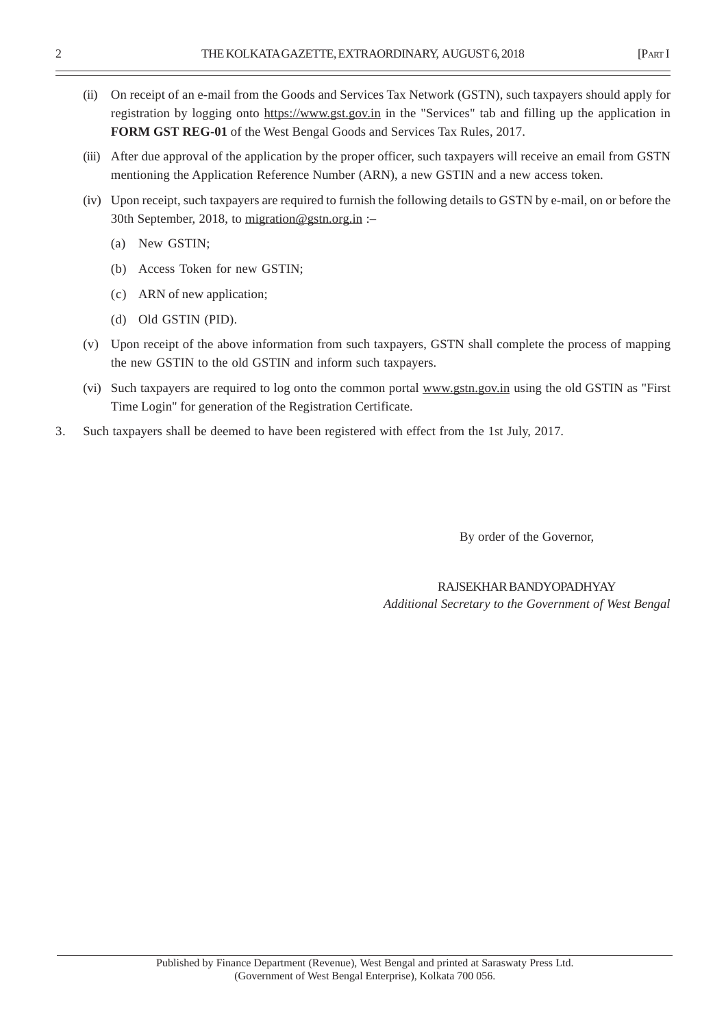(ii) On receipt of an e-mail from the Goods and Services Tax Network (GSTN), such taxpayers should apply for registration by logging onto https://www.gst.gov.in in the "Services" tab and filling up the application in **FORM GST REG-01** of the West Bengal Goods and Services Tax Rules, 2017.

(iii) After due approval of the application by the proper officer, such taxpayers will receive an email from GSTN mentioning the Application Reference Number (ARN), a new GSTIN and a new access token.

(iv) Upon receipt, such taxpayers are required to furnish the following details to GSTN by e-mail, on or before the 30th September, 2018, to migration@gstn.org.in :–

- (a) New GSTIN;
- (b) Access Token for new GSTIN;
- (c) ARN of new application;
- (d) Old GSTIN (PID).

(v) Upon receipt of the above information from such taxpayers, GSTN shall complete the process of mapping the new GSTIN to the old GSTIN and inform such taxpayers.

(vi) Such taxpayers are required to log onto the common portal www.gstn.gov.in using the old GSTIN as "First Time Login" for generation of the Registration Certificate.

3. Such taxpayers shall be deemed to have been registered with effect from the 1st July, 2017.

By order of the Governor,

RAJSEKHAR BANDYOPADHYAY
*Additional Secretary to the Government of West Bengal*

Published by Finance Department (Revenue), West Bengal and printed at Saraswaty Press Ltd. (Government of West Bengal Enterprise), Kolkata 700 056.